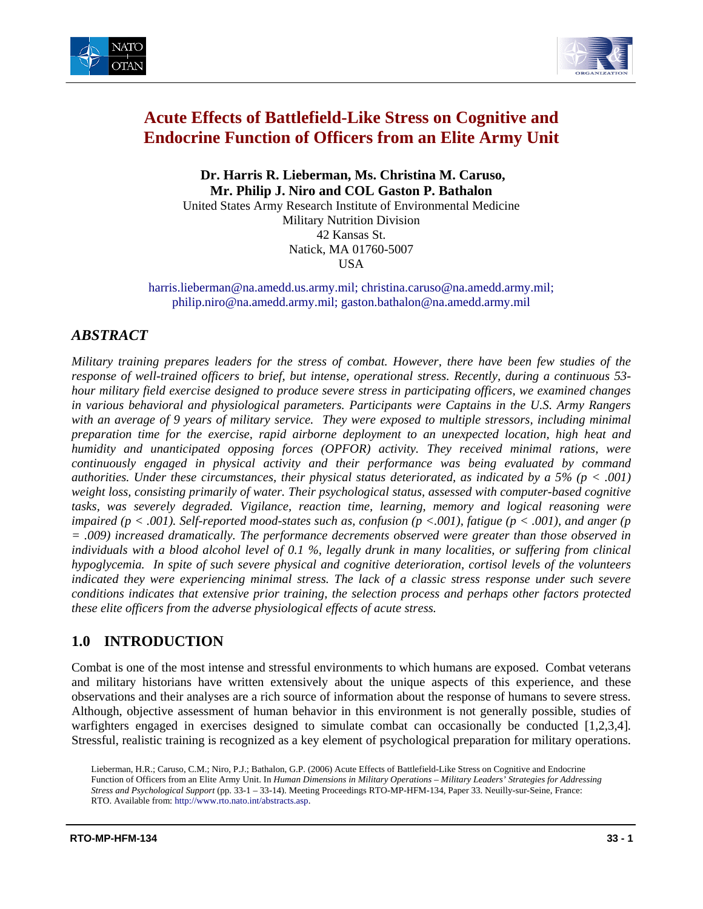# Acute Effects of Battlefield-Like Stress on Cognitive and Endocrine Function of Officers from an Elite Army Unit

**Dr. Harris R. Lieberman, Ms. Christina M. Caruso, Mr. Philip J. Niro and COL Gaston P. Bathalon**

United States Army Research Institute of Environmental Medicine
Military Nutrition Division
42 Kansas St.
Natick, MA 01760-5007
USA

harris.lieberman@na.amedd.us.army.mil; christina.caruso@na.amedd.army.mil; philip.niro@na.amedd.army.mil; gaston.bathalon@na.amedd.army.mil

## *ABSTRACT*

*Military training prepares leaders for the stress of combat. However, there have been few studies of the response of well-trained officers to brief, but intense, operational stress. Recently, during a continuous 53-hour military field exercise designed to produce severe stress in participating officers, we examined changes in various behavioral and physiological parameters. Participants were Captains in the U.S. Army Rangers with an average of 9 years of military service. They were exposed to multiple stressors, including minimal preparation time for the exercise, rapid airborne deployment to an unexpected location, high heat and humidity and unanticipated opposing forces (OPFOR) activity. They received minimal rations, were continuously engaged in physical activity and their performance was being evaluated by command authorities. Under these circumstances, their physical status deteriorated, as indicated by a 5% ($p < .001$) weight loss, consisting primarily of water. Their psychological status, assessed with computer-based cognitive tasks, was severely degraded. Vigilance, reaction time, learning, memory and logical reasoning were impaired ($p < .001$). Self-reported mood-states such as, confusion ($p < .001$), fatigue ($p < .001$), and anger ($p = .009$) increased dramatically. The performance decrements observed were greater than those observed in individuals with a blood alcohol level of 0.1 %, legally drunk in many localities, or suffering from clinical hypoglycemia. In spite of such severe physical and cognitive deterioration, cortisol levels of the volunteers indicated they were experiencing minimal stress. The lack of a classic stress response under such severe conditions indicates that extensive prior training, the selection process and perhaps other factors protected these elite officers from the adverse physiological effects of acute stress.*

## 1.0 INTRODUCTION

Combat is one of the most intense and stressful environments to which humans are exposed. Combat veterans and military historians have written extensively about the unique aspects of this experience, and these observations and their analyses are a rich source of information about the response of humans to severe stress. Although, objective assessment of human behavior in this environment is not generally possible, studies of warfighters engaged in exercises designed to simulate combat can occasionally be conducted [1,2,3,4]. Stressful, realistic training is recognized as a key element of psychological preparation for military operations.

Lieberman, H.R.; Caruso, C.M.; Niro, P.J.; Bathalon, G.P. (2006) Acute Effects of Battlefield-Like Stress on Cognitive and Endocrine Function of Officers from an Elite Army Unit. In *Human Dimensions in Military Operations – Military Leaders' Strategies for Addressing Stress and Psychological Support* (pp. 33-1 – 33-14). Meeting Proceedings RTO-MP-HFM-134, Paper 33. Neuilly-sur-Seine, France: RTO. Available from: http://www.rto.nato.int/abstracts.asp.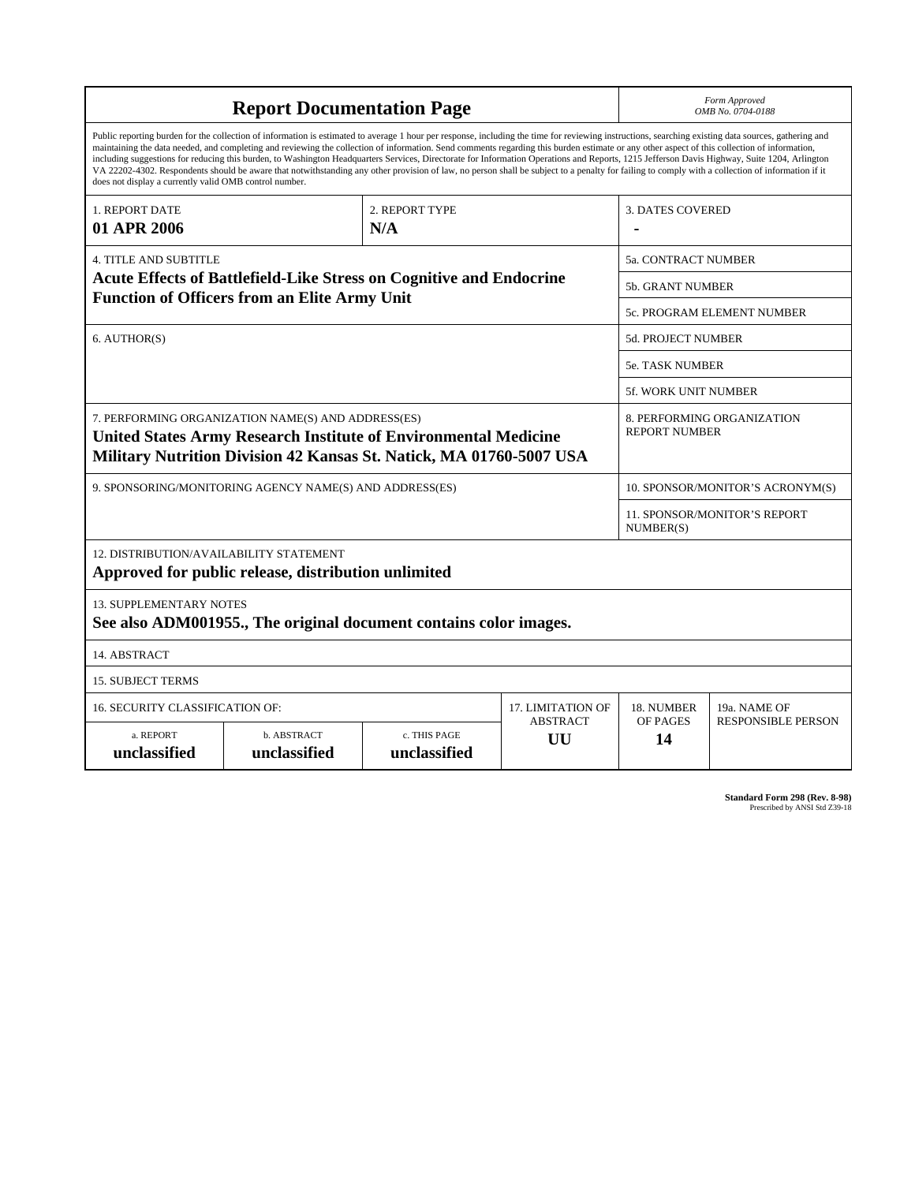# Report Documentation Page

*Form Approved*
*OMB No. 0704-0188*

Public reporting burden for the collection of information is estimated to average 1 hour per response, including the time for reviewing instructions, searching existing data sources, gathering and maintaining the data needed, and completing and reviewing the collection of information. Send comments regarding this burden estimate or any other aspect of this collection of information, including suggestions for reducing this burden, to Washington Headquarters Services, Directorate for Information Operations and Reports, 1215 Jefferson Davis Highway, Suite 1204, Arlington VA 22202-4302. Respondents should be aware that notwithstanding any other provision of law, no person shall be subject to a penalty for failing to comply with a collection of information if it does not display a currently valid OMB control number.

| 1. REPORT DATE | 2. REPORT TYPE | 3. DATES COVERED |
|---|---|---|
| **01 APR 2006** | **N/A** | **-** |

| 4. TITLE AND SUBTITLE | |
|---|---|
| **Acute Effects of Battlefield-Like Stress on Cognitive and Endocrine Function of Officers from an Elite Army Unit** | 5a. CONTRACT NUMBER |
| | 5b. GRANT NUMBER |
| | 5c. PROGRAM ELEMENT NUMBER |
| 6. AUTHOR(S) | 5d. PROJECT NUMBER |
| | 5e. TASK NUMBER |
| | 5f. WORK UNIT NUMBER |
| 7. PERFORMING ORGANIZATION NAME(S) AND ADDRESS(ES) **United States Army Research Institute of Environmental Medicine Military Nutrition Division 42 Kansas St. Natick, MA 01760-5007 USA** | 8. PERFORMING ORGANIZATION REPORT NUMBER |
| 9. SPONSORING/MONITORING AGENCY NAME(S) AND ADDRESS(ES) | 10. SPONSOR/MONITOR'S ACRONYM(S) |
| | 11. SPONSOR/MONITOR'S REPORT NUMBER(S) |

12. DISTRIBUTION/AVAILABILITY STATEMENT
**Approved for public release, distribution unlimited**

13. SUPPLEMENTARY NOTES
**See also ADM001955., The original document contains color images.**

14. ABSTRACT

15. SUBJECT TERMS

| 16. SECURITY CLASSIFICATION OF: | | | 17. LIMITATION OF ABSTRACT | 18. NUMBER OF PAGES | 19a. NAME OF RESPONSIBLE PERSON |
|---|---|---|---|---|---|
| a. REPORT | b. ABSTRACT | c. THIS PAGE | | | |
| **unclassified** | **unclassified** | **unclassified** | **UU** | **14** | |

**Standard Form 298 (Rev. 8-98)**
Prescribed by ANSI Std Z39-18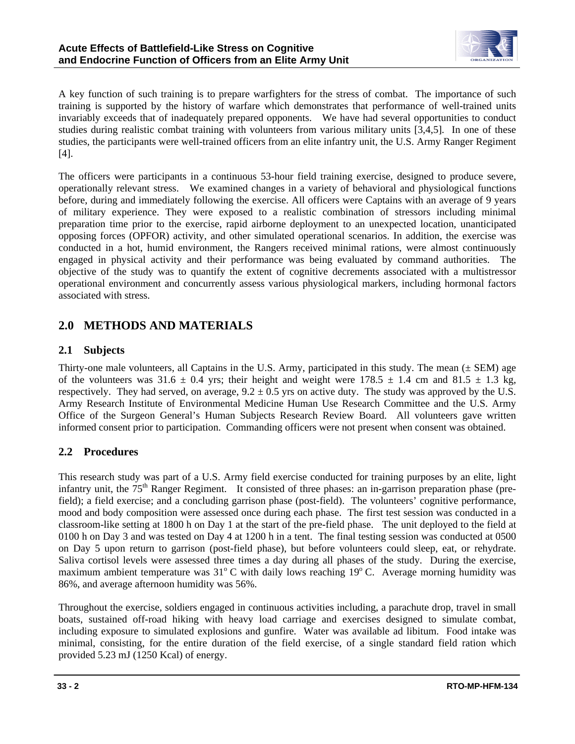A key function of such training is to prepare warfighters for the stress of combat. The importance of such training is supported by the history of warfare which demonstrates that performance of well-trained units invariably exceeds that of inadequately prepared opponents. We have had several opportunities to conduct studies during realistic combat training with volunteers from various military units [3,4,5]. In one of these studies, the participants were well-trained officers from an elite infantry unit, the U.S. Army Ranger Regiment [4].

The officers were participants in a continuous 53-hour field training exercise, designed to produce severe, operationally relevant stress. We examined changes in a variety of behavioral and physiological functions before, during and immediately following the exercise. All officers were Captains with an average of 9 years of military experience. They were exposed to a realistic combination of stressors including minimal preparation time prior to the exercise, rapid airborne deployment to an unexpected location, unanticipated opposing forces (OPFOR) activity, and other simulated operational scenarios. In addition, the exercise was conducted in a hot, humid environment, the Rangers received minimal rations, were almost continuously engaged in physical activity and their performance was being evaluated by command authorities. The objective of the study was to quantify the extent of cognitive decrements associated with a multistressor operational environment and concurrently assess various physiological markers, including hormonal factors associated with stress.

## 2.0 METHODS AND MATERIALS

### 2.1 Subjects

Thirty-one male volunteers, all Captains in the U.S. Army, participated in this study. The mean ($\pm$ SEM) age of the volunteers was $31.6 \pm 0.4$ yrs; their height and weight were $178.5 \pm 1.4$ cm and $81.5 \pm 1.3$ kg, respectively. They had served, on average, $9.2 \pm 0.5$ yrs on active duty. The study was approved by the U.S. Army Research Institute of Environmental Medicine Human Use Research Committee and the U.S. Army Office of the Surgeon General's Human Subjects Research Review Board. All volunteers gave written informed consent prior to participation. Commanding officers were not present when consent was obtained.

### 2.2 Procedures

This research study was part of a U.S. Army field exercise conducted for training purposes by an elite, light infantry unit, the 75th Ranger Regiment. It consisted of three phases: an in-garrison preparation phase (pre-field); a field exercise; and a concluding garrison phase (post-field). The volunteers' cognitive performance, mood and body composition were assessed once during each phase. The first test session was conducted in a classroom-like setting at 1800 h on Day 1 at the start of the pre-field phase. The unit deployed to the field at 0100 h on Day 3 and was tested on Day 4 at 1200 h in a tent. The final testing session was conducted at 0500 on Day 5 upon return to garrison (post-field phase), but before volunteers could sleep, eat, or rehydrate. Saliva cortisol levels were assessed three times a day during all phases of the study. During the exercise, maximum ambient temperature was $31^{o}$ C with daily lows reaching $19^{o}$ C. Average morning humidity was 86%, and average afternoon humidity was 56%.

Throughout the exercise, soldiers engaged in continuous activities including, a parachute drop, travel in small boats, sustained off-road hiking with heavy load carriage and exercises designed to simulate combat, including exposure to simulated explosions and gunfire. Water was available ad libitum. Food intake was minimal, consisting, for the entire duration of the field exercise, of a single standard field ration which provided 5.23 mJ (1250 Kcal) of energy.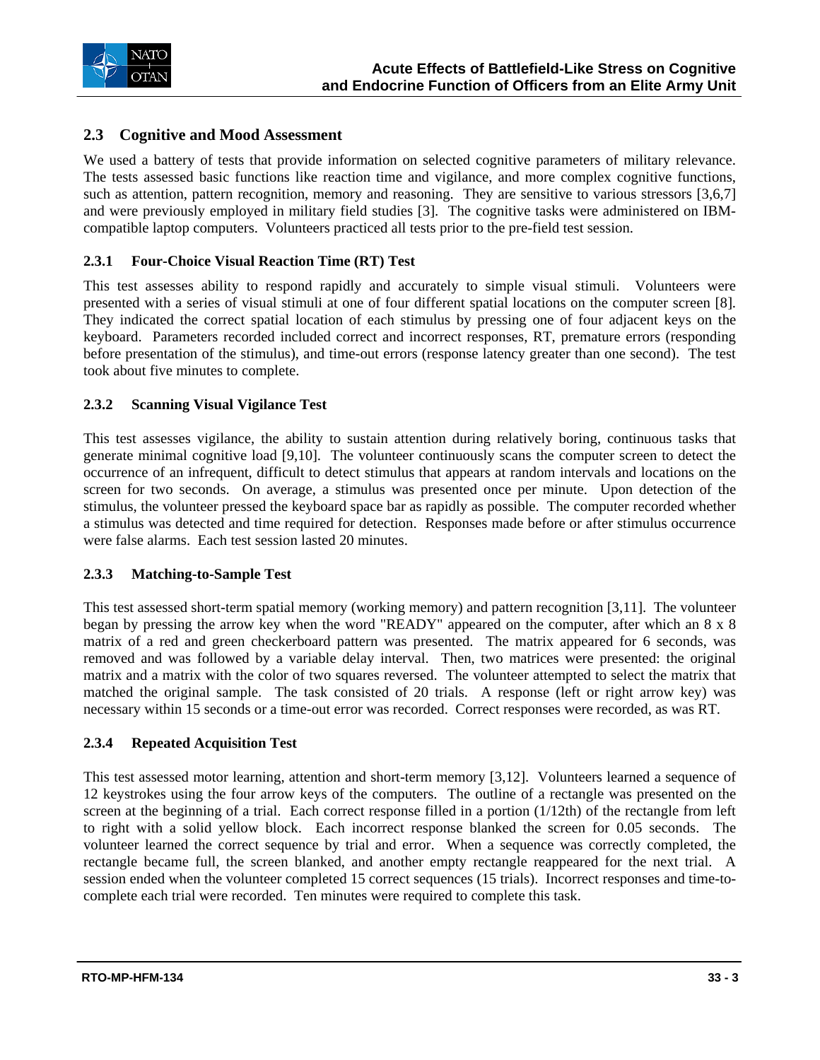## 2.3 Cognitive and Mood Assessment

We used a battery of tests that provide information on selected cognitive parameters of military relevance. The tests assessed basic functions like reaction time and vigilance, and more complex cognitive functions, such as attention, pattern recognition, memory and reasoning. They are sensitive to various stressors [3,6,7] and were previously employed in military field studies [3]. The cognitive tasks were administered on IBM-compatible laptop computers. Volunteers practiced all tests prior to the pre-field test session.

### 2.3.1 Four-Choice Visual Reaction Time (RT) Test

This test assesses ability to respond rapidly and accurately to simple visual stimuli. Volunteers were presented with a series of visual stimuli at one of four different spatial locations on the computer screen [8]. They indicated the correct spatial location of each stimulus by pressing one of four adjacent keys on the keyboard. Parameters recorded included correct and incorrect responses, RT, premature errors (responding before presentation of the stimulus), and time-out errors (response latency greater than one second). The test took about five minutes to complete.

### 2.3.2 Scanning Visual Vigilance Test

This test assesses vigilance, the ability to sustain attention during relatively boring, continuous tasks that generate minimal cognitive load [9,10]. The volunteer continuously scans the computer screen to detect the occurrence of an infrequent, difficult to detect stimulus that appears at random intervals and locations on the screen for two seconds. On average, a stimulus was presented once per minute. Upon detection of the stimulus, the volunteer pressed the keyboard space bar as rapidly as possible. The computer recorded whether a stimulus was detected and time required for detection. Responses made before or after stimulus occurrence were false alarms. Each test session lasted 20 minutes.

### 2.3.3 Matching-to-Sample Test

This test assessed short-term spatial memory (working memory) and pattern recognition [3,11]. The volunteer began by pressing the arrow key when the word "READY" appeared on the computer, after which an 8 x 8 matrix of a red and green checkerboard pattern was presented. The matrix appeared for 6 seconds, was removed and was followed by a variable delay interval. Then, two matrices were presented: the original matrix and a matrix with the color of two squares reversed. The volunteer attempted to select the matrix that matched the original sample. The task consisted of 20 trials. A response (left or right arrow key) was necessary within 15 seconds or a time-out error was recorded. Correct responses were recorded, as was RT.

### 2.3.4 Repeated Acquisition Test

This test assessed motor learning, attention and short-term memory [3,12]. Volunteers learned a sequence of 12 keystrokes using the four arrow keys of the computers. The outline of a rectangle was presented on the screen at the beginning of a trial. Each correct response filled in a portion (1/12th) of the rectangle from left to right with a solid yellow block. Each incorrect response blanked the screen for 0.05 seconds. The volunteer learned the correct sequence by trial and error. When a sequence was correctly completed, the rectangle became full, the screen blanked, and another empty rectangle reappeared for the next trial. A session ended when the volunteer completed 15 correct sequences (15 trials). Incorrect responses and time-to-complete each trial were recorded. Ten minutes were required to complete this task.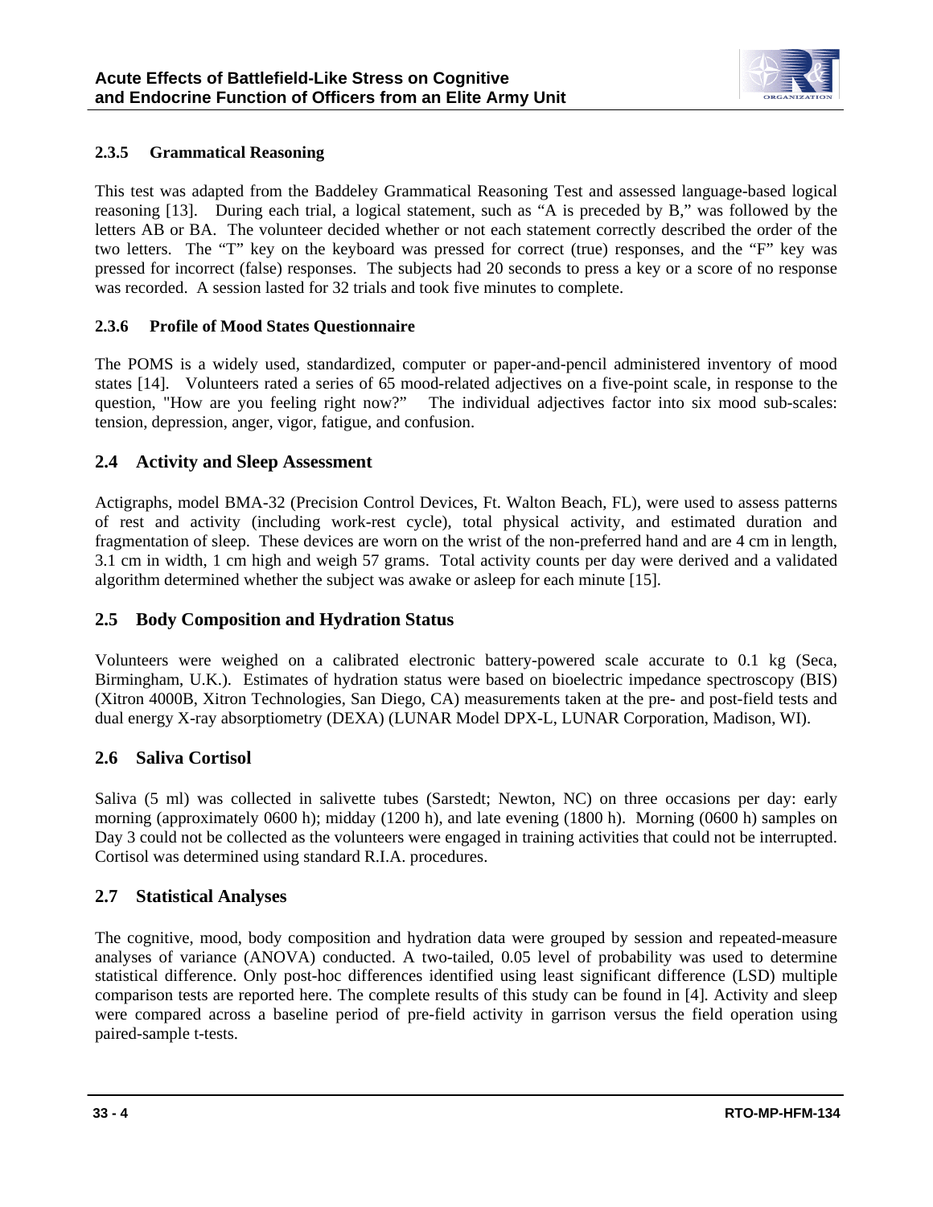### 2.3.5 Grammatical Reasoning

This test was adapted from the Baddeley Grammatical Reasoning Test and assessed language-based logical reasoning [13]. During each trial, a logical statement, such as "A is preceded by B," was followed by the letters AB or BA. The volunteer decided whether or not each statement correctly described the order of the two letters. The "T" key on the keyboard was pressed for correct (true) responses, and the "F" key was pressed for incorrect (false) responses. The subjects had 20 seconds to press a key or a score of no response was recorded. A session lasted for 32 trials and took five minutes to complete.

### 2.3.6 Profile of Mood States Questionnaire

The POMS is a widely used, standardized, computer or paper-and-pencil administered inventory of mood states [14]. Volunteers rated a series of 65 mood-related adjectives on a five-point scale, in response to the question, "How are you feeling right now?" The individual adjectives factor into six mood sub-scales: tension, depression, anger, vigor, fatigue, and confusion.

## 2.4 Activity and Sleep Assessment

Actigraphs, model BMA-32 (Precision Control Devices, Ft. Walton Beach, FL), were used to assess patterns of rest and activity (including work-rest cycle), total physical activity, and estimated duration and fragmentation of sleep. These devices are worn on the wrist of the non-preferred hand and are 4 cm in length, 3.1 cm in width, 1 cm high and weigh 57 grams. Total activity counts per day were derived and a validated algorithm determined whether the subject was awake or asleep for each minute [15].

## 2.5 Body Composition and Hydration Status

Volunteers were weighed on a calibrated electronic battery-powered scale accurate to 0.1 kg (Seca, Birmingham, U.K.). Estimates of hydration status were based on bioelectric impedance spectroscopy (BIS) (Xitron 4000B, Xitron Technologies, San Diego, CA) measurements taken at the pre- and post-field tests and dual energy X-ray absorptiometry (DEXA) (LUNAR Model DPX-L, LUNAR Corporation, Madison, WI).

## 2.6 Saliva Cortisol

Saliva (5 ml) was collected in salivette tubes (Sarstedt; Newton, NC) on three occasions per day: early morning (approximately 0600 h); midday (1200 h), and late evening (1800 h). Morning (0600 h) samples on Day 3 could not be collected as the volunteers were engaged in training activities that could not be interrupted. Cortisol was determined using standard R.I.A. procedures.

## 2.7 Statistical Analyses

The cognitive, mood, body composition and hydration data were grouped by session and repeated-measure analyses of variance (ANOVA) conducted. A two-tailed, 0.05 level of probability was used to determine statistical difference. Only post-hoc differences identified using least significant difference (LSD) multiple comparison tests are reported here. The complete results of this study can be found in [4]. Activity and sleep were compared across a baseline period of pre-field activity in garrison versus the field operation using paired-sample t-tests.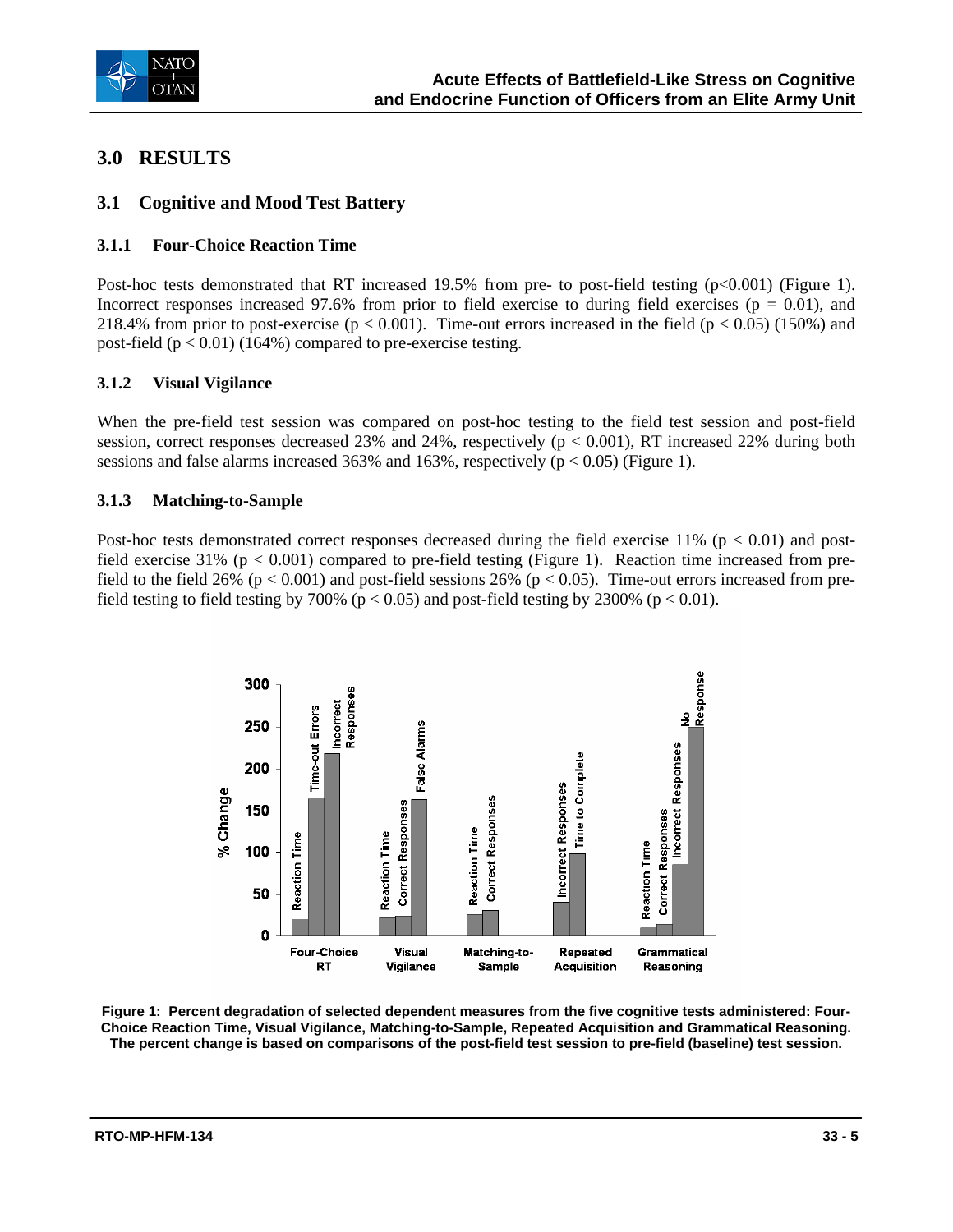## 3.0 RESULTS

### 3.1 Cognitive and Mood Test Battery

#### 3.1.1 Four-Choice Reaction Time

Post-hoc tests demonstrated that RT increased 19.5% from pre- to post-field testing ($p<0.001$) (Figure 1). Incorrect responses increased 97.6% from prior to field exercise to during field exercises ($p = 0.01$), and 218.4% from prior to post-exercise ($p < 0.001$). Time-out errors increased in the field ($p < 0.05$) (150%) and post-field ($p < 0.01$) (164%) compared to pre-exercise testing.

#### 3.1.2 Visual Vigilance

When the pre-field test session was compared on post-hoc testing to the field test session and post-field session, correct responses decreased 23% and 24%, respectively ($p < 0.001$), RT increased 22% during both sessions and false alarms increased 363% and 163%, respectively ($p < 0.05$) (Figure 1).

#### 3.1.3 Matching-to-Sample

Post-hoc tests demonstrated correct responses decreased during the field exercise 11% ($p < 0.01$) and post-field exercise 31% ($p < 0.001$) compared to pre-field testing (Figure 1). Reaction time increased from pre-field to the field 26% ($p < 0.001$) and post-field sessions 26% ($p < 0.05$). Time-out errors increased from pre-field testing to field testing by 700% ($p < 0.05$) and post-field testing by 2300% ($p < 0.01$).

**Figure 1: Percent degradation of selected dependent measures from the five cognitive tests administered: Four-Choice Reaction Time, Visual Vigilance, Matching-to-Sample, Repeated Acquisition and Grammatical Reasoning. The percent change is based on comparisons of the post-field test session to pre-field (baseline) test session.**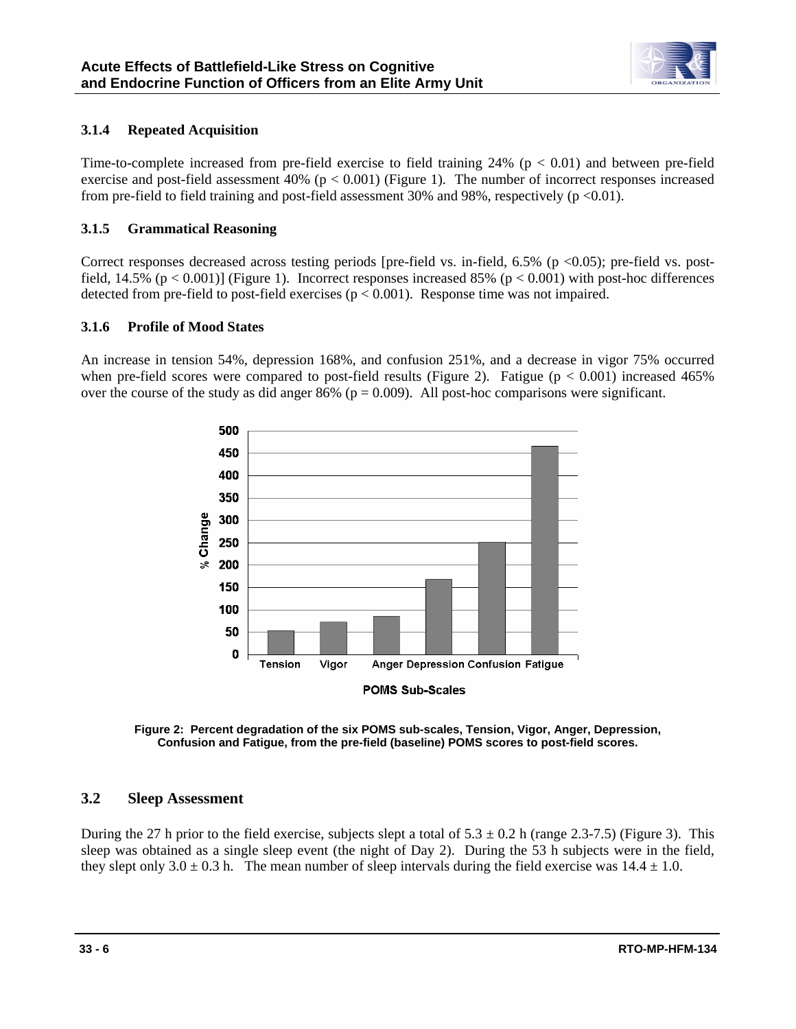### 3.1.4 Repeated Acquisition

Time-to-complete increased from pre-field exercise to field training 24% ($p < 0.01$) and between pre-field exercise and post-field assessment 40% ($p < 0.001$) (Figure 1). The number of incorrect responses increased from pre-field to field training and post-field assessment 30% and 98%, respectively ($p < 0.01$).

### 3.1.5 Grammatical Reasoning

Correct responses decreased across testing periods [pre-field vs. in-field, 6.5% ($p < 0.05$); pre-field vs. post-field, 14.5% ($p < 0.001$)] (Figure 1). Incorrect responses increased 85% ($p < 0.001$) with post-hoc differences detected from pre-field to post-field exercises ($p < 0.001$). Response time was not impaired.

### 3.1.6 Profile of Mood States

An increase in tension 54%, depression 168%, and confusion 251%, and a decrease in vigor 75% occurred when pre-field scores were compared to post-field results (Figure 2). Fatigue ($p < 0.001$) increased 465% over the course of the study as did anger 86% ($p = 0.009$). All post-hoc comparisons were significant.

**Figure 2: Percent degradation of the six POMS sub-scales, Tension, Vigor, Anger, Depression, Confusion and Fatigue, from the pre-field (baseline) POMS scores to post-field scores.**

## 3.2 Sleep Assessment

During the 27 h prior to the field exercise, subjects slept a total of $5.3 \pm 0.2$ h (range 2.3-7.5) (Figure 3). This sleep was obtained as a single sleep event (the night of Day 2). During the 53 h subjects were in the field, they slept only $3.0 \pm 0.3$ h. The mean number of sleep intervals during the field exercise was $14.4 \pm 1.0$.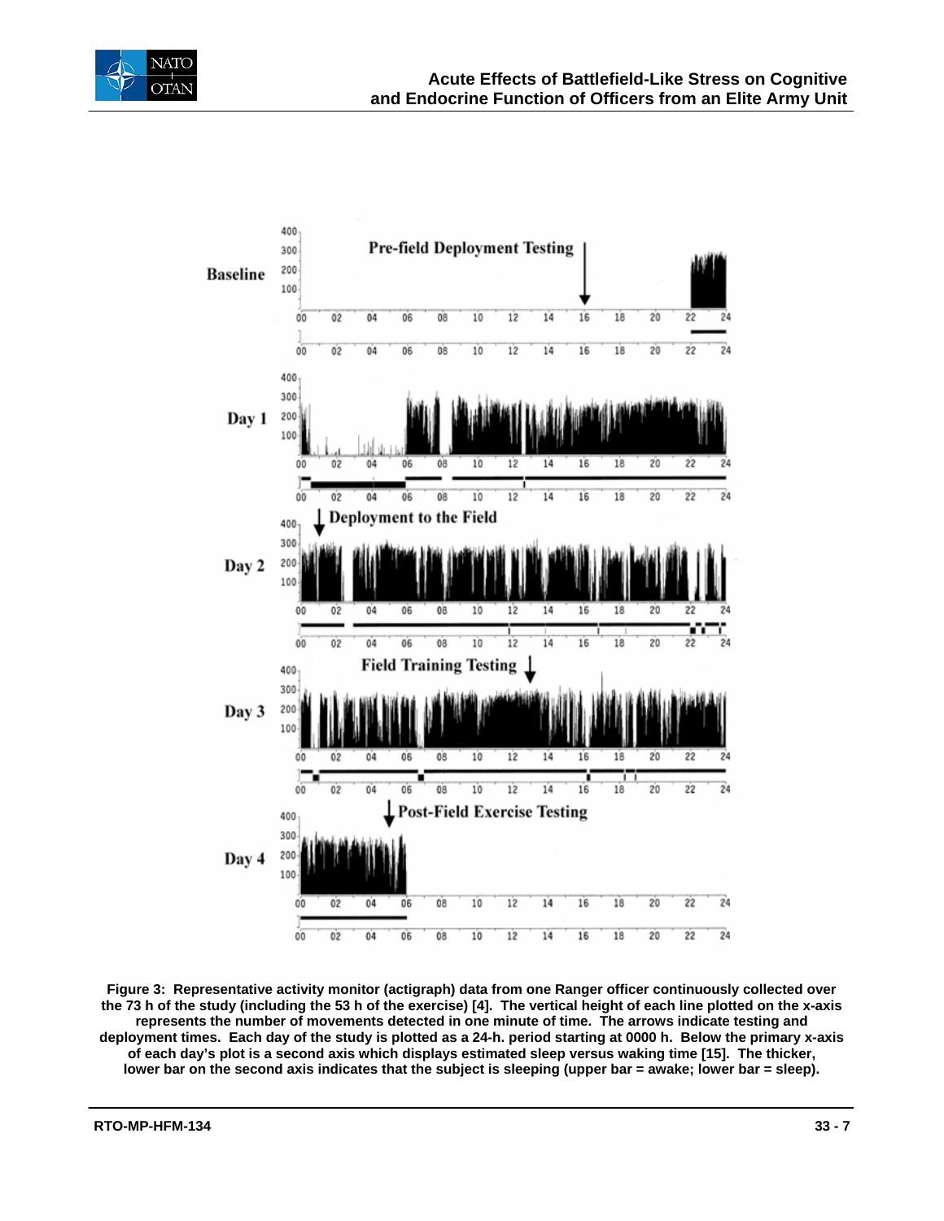**Figure 3: Representative activity monitor (actigraph) data from one Ranger officer continuously collected over the 73 h of the study (including the 53 h of the exercise) [4]. The vertical height of each line plotted on the x-axis represents the number of movements detected in one minute of time. The arrows indicate testing and deployment times. Each day of the study is plotted as a 24-h. period starting at 0000 h. Below the primary x-axis of each day's plot is a second axis which displays estimated sleep versus waking time [15]. The thicker, lower bar on the second axis indicates that the subject is sleeping (upper bar = awake; lower bar = sleep).**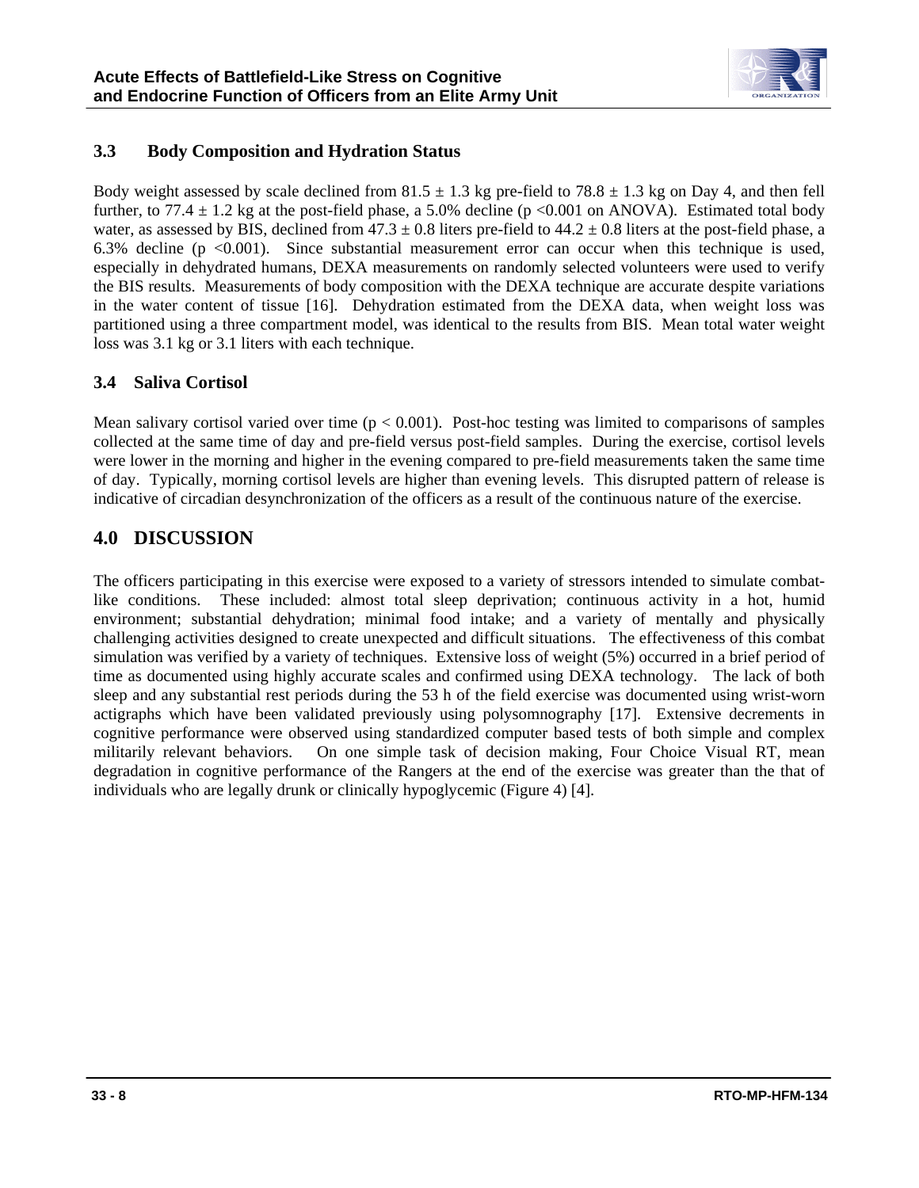### 3.3 Body Composition and Hydration Status

Body weight assessed by scale declined from $81.5 \pm 1.3$ kg pre-field to $78.8 \pm 1.3$ kg on Day 4, and then fell further, to $77.4 \pm 1.2$ kg at the post-field phase, a 5.0% decline ($p < 0.001$ on ANOVA). Estimated total body water, as assessed by BIS, declined from $47.3 \pm 0.8$ liters pre-field to $44.2 \pm 0.8$ liters at the post-field phase, a 6.3% decline ($p < 0.001$). Since substantial measurement error can occur when this technique is used, especially in dehydrated humans, DEXA measurements on randomly selected volunteers were used to verify the BIS results. Measurements of body composition with the DEXA technique are accurate despite variations in the water content of tissue [16]. Dehydration estimated from the DEXA data, when weight loss was partitioned using a three compartment model, was identical to the results from BIS. Mean total water weight loss was 3.1 kg or 3.1 liters with each technique.

### 3.4 Saliva Cortisol

Mean salivary cortisol varied over time ($p < 0.001$). Post-hoc testing was limited to comparisons of samples collected at the same time of day and pre-field versus post-field samples. During the exercise, cortisol levels were lower in the morning and higher in the evening compared to pre-field measurements taken the same time of day. Typically, morning cortisol levels are higher than evening levels. This disrupted pattern of release is indicative of circadian desynchronization of the officers as a result of the continuous nature of the exercise.

## 4.0 DISCUSSION

The officers participating in this exercise were exposed to a variety of stressors intended to simulate combat-like conditions. These included: almost total sleep deprivation; continuous activity in a hot, humid environment; substantial dehydration; minimal food intake; and a variety of mentally and physically challenging activities designed to create unexpected and difficult situations. The effectiveness of this combat simulation was verified by a variety of techniques. Extensive loss of weight (5%) occurred in a brief period of time as documented using highly accurate scales and confirmed using DEXA technology. The lack of both sleep and any substantial rest periods during the 53 h of the field exercise was documented using wrist-worn actigraphs which have been validated previously using polysomnography [17]. Extensive decrements in cognitive performance were observed using standardized computer based tests of both simple and complex militarily relevant behaviors. On one simple task of decision making, Four Choice Visual RT, mean degradation in cognitive performance of the Rangers at the end of the exercise was greater than the that of individuals who are legally drunk or clinically hypoglycemic (Figure 4) [4].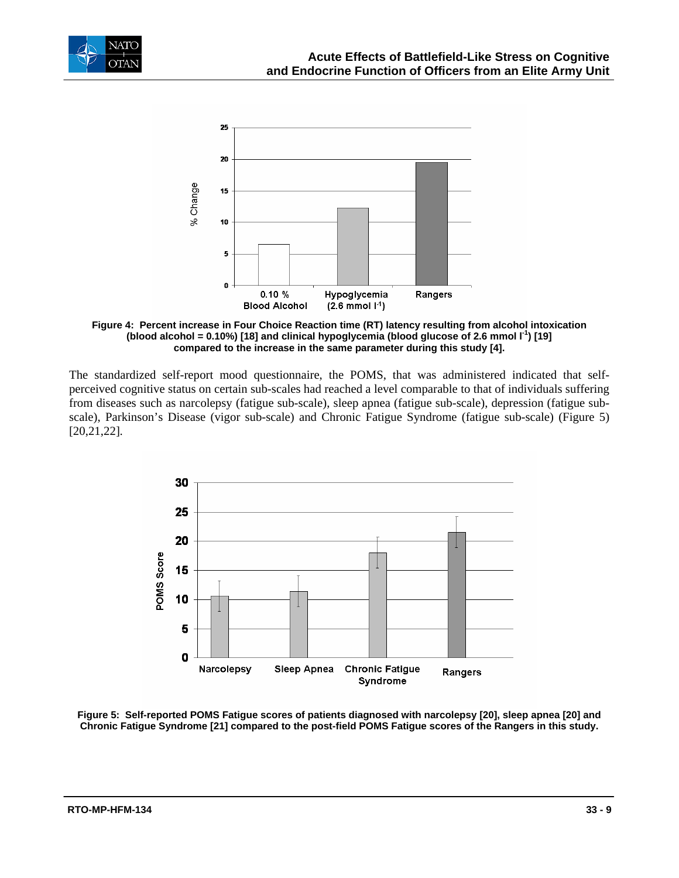Figure 4: Percent increase in Four Choice Reaction time (RT) latency resulting from alcohol intoxication (blood alcohol = 0.10%) [18] and clinical hypoglycemia (blood glucose of 2.6 mmol $l^{-1}$) [19] compared to the increase in the same parameter during this study [4].

The standardized self-report mood questionnaire, the POMS, that was administered indicated that self-perceived cognitive status on certain sub-scales had reached a level comparable to that of individuals suffering from diseases such as narcolepsy (fatigue sub-scale), sleep apnea (fatigue sub-scale), depression (fatigue sub-scale), Parkinson's Disease (vigor sub-scale) and Chronic Fatigue Syndrome (fatigue sub-scale) (Figure 5) [20,21,22].

Figure 5: Self-reported POMS Fatigue scores of patients diagnosed with narcolepsy [20], sleep apnea [20] and Chronic Fatigue Syndrome [21] compared to the post-field POMS Fatigue scores of the Rangers in this study.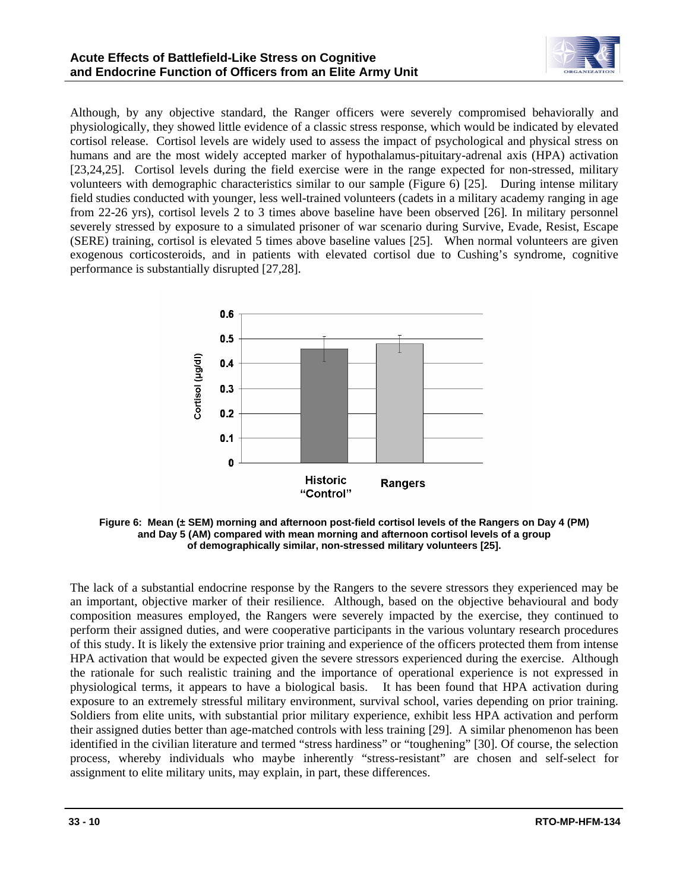Although, by any objective standard, the Ranger officers were severely compromised behaviorally and physiologically, they showed little evidence of a classic stress response, which would be indicated by elevated cortisol release. Cortisol levels are widely used to assess the impact of psychological and physical stress on humans and are the most widely accepted marker of hypothalamus-pituitary-adrenal axis (HPA) activation [23,24,25]. Cortisol levels during the field exercise were in the range expected for non-stressed, military volunteers with demographic characteristics similar to our sample (Figure 6) [25]. During intense military field studies conducted with younger, less well-trained volunteers (cadets in a military academy ranging in age from 22-26 yrs), cortisol levels 2 to 3 times above baseline have been observed [26]. In military personnel severely stressed by exposure to a simulated prisoner of war scenario during Survive, Evade, Resist, Escape (SERE) training, cortisol is elevated 5 times above baseline values [25]. When normal volunteers are given exogenous corticosteroids, and in patients with elevated cortisol due to Cushing's syndrome, cognitive performance is substantially disrupted [27,28].

**Figure 6: Mean (± SEM) morning and afternoon post-field cortisol levels of the Rangers on Day 4 (PM) and Day 5 (AM) compared with mean morning and afternoon cortisol levels of a group of demographically similar, non-stressed military volunteers [25].**

The lack of a substantial endocrine response by the Rangers to the severe stressors they experienced may be an important, objective marker of their resilience. Although, based on the objective behavioural and body composition measures employed, the Rangers were severely impacted by the exercise, they continued to perform their assigned duties, and were cooperative participants in the various voluntary research procedures of this study. It is likely the extensive prior training and experience of the officers protected them from intense HPA activation that would be expected given the severe stressors experienced during the exercise. Although the rationale for such realistic training and the importance of operational experience is not expressed in physiological terms, it appears to have a biological basis. It has been found that HPA activation during exposure to an extremely stressful military environment, survival school, varies depending on prior training. Soldiers from elite units, with substantial prior military experience, exhibit less HPA activation and perform their assigned duties better than age-matched controls with less training [29]. A similar phenomenon has been identified in the civilian literature and termed "stress hardiness" or "toughening" [30]. Of course, the selection process, whereby individuals who maybe inherently "stress-resistant" are chosen and self-select for assignment to elite military units, may explain, in part, these differences.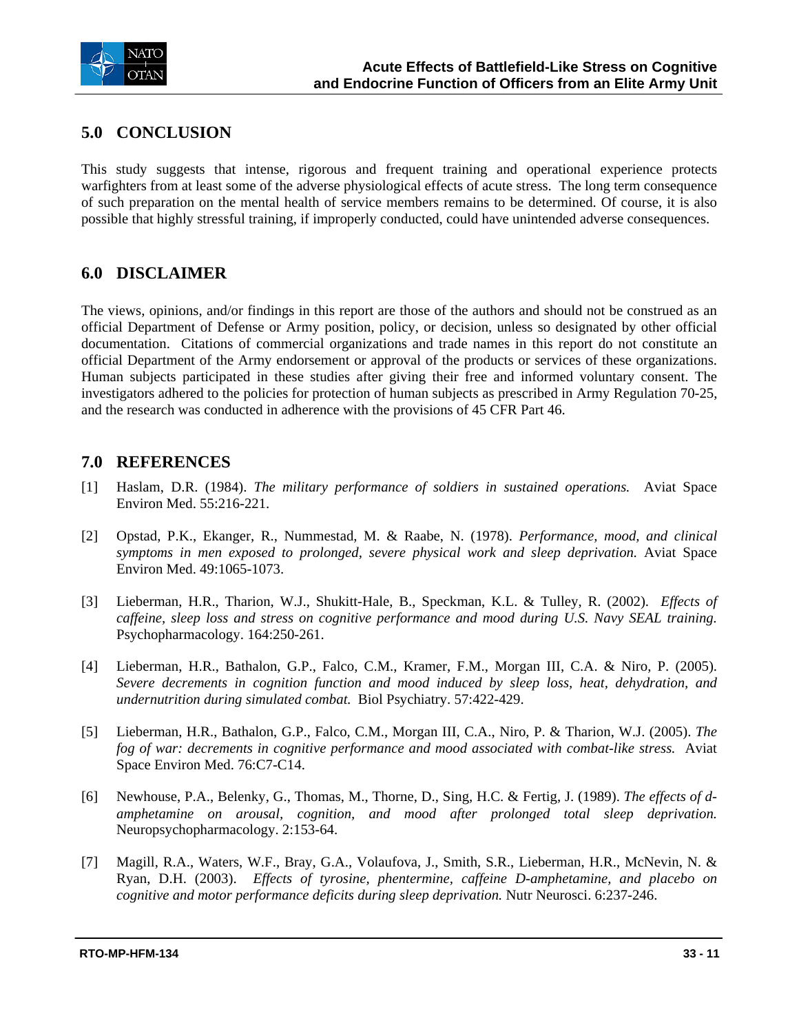## 5.0 CONCLUSION

This study suggests that intense, rigorous and frequent training and operational experience protects warfighters from at least some of the adverse physiological effects of acute stress. The long term consequence of such preparation on the mental health of service members remains to be determined. Of course, it is also possible that highly stressful training, if improperly conducted, could have unintended adverse consequences.

## 6.0 DISCLAIMER

The views, opinions, and/or findings in this report are those of the authors and should not be construed as an official Department of Defense or Army position, policy, or decision, unless so designated by other official documentation. Citations of commercial organizations and trade names in this report do not constitute an official Department of the Army endorsement or approval of the products or services of these organizations. Human subjects participated in these studies after giving their free and informed voluntary consent. The investigators adhered to the policies for protection of human subjects as prescribed in Army Regulation 70-25, and the research was conducted in adherence with the provisions of 45 CFR Part 46.

## 7.0 REFERENCES

[1] Haslam, D.R. (1984). *The military performance of soldiers in sustained operations.* Aviat Space Environ Med. 55:216-221.

[2] Opstad, P.K., Ekanger, R., Nummestad, M. & Raabe, N. (1978). *Performance, mood, and clinical symptoms in men exposed to prolonged, severe physical work and sleep deprivation.* Aviat Space Environ Med. 49:1065-1073.

[3] Lieberman, H.R., Tharion, W.J., Shukitt-Hale, B., Speckman, K.L. & Tulley, R. (2002). *Effects of caffeine, sleep loss and stress on cognitive performance and mood during U.S. Navy SEAL training.* Psychopharmacology. 164:250-261.

[4] Lieberman, H.R., Bathalon, G.P., Falco, C.M., Kramer, F.M., Morgan III, C.A. & Niro, P. (2005). *Severe decrements in cognition function and mood induced by sleep loss, heat, dehydration, and undernutrition during simulated combat.* Biol Psychiatry. 57:422-429.

[5] Lieberman, H.R., Bathalon, G.P., Falco, C.M., Morgan III, C.A., Niro, P. & Tharion, W.J. (2005). *The fog of war: decrements in cognitive performance and mood associated with combat-like stress.* Aviat Space Environ Med. 76:C7-C14.

[6] Newhouse, P.A., Belenky, G., Thomas, M., Thorne, D., Sing, H.C. & Fertig, J. (1989). *The effects of d-amphetamine on arousal, cognition, and mood after prolonged total sleep deprivation.* Neuropsychopharmacology. 2:153-64.

[7] Magill, R.A., Waters, W.F., Bray, G.A., Volaufova, J., Smith, S.R., Lieberman, H.R., McNevin, N. & Ryan, D.H. (2003). *Effects of tyrosine, phentermine, caffeine D-amphetamine, and placebo on cognitive and motor performance deficits during sleep deprivation.* Nutr Neurosci. 6:237-246.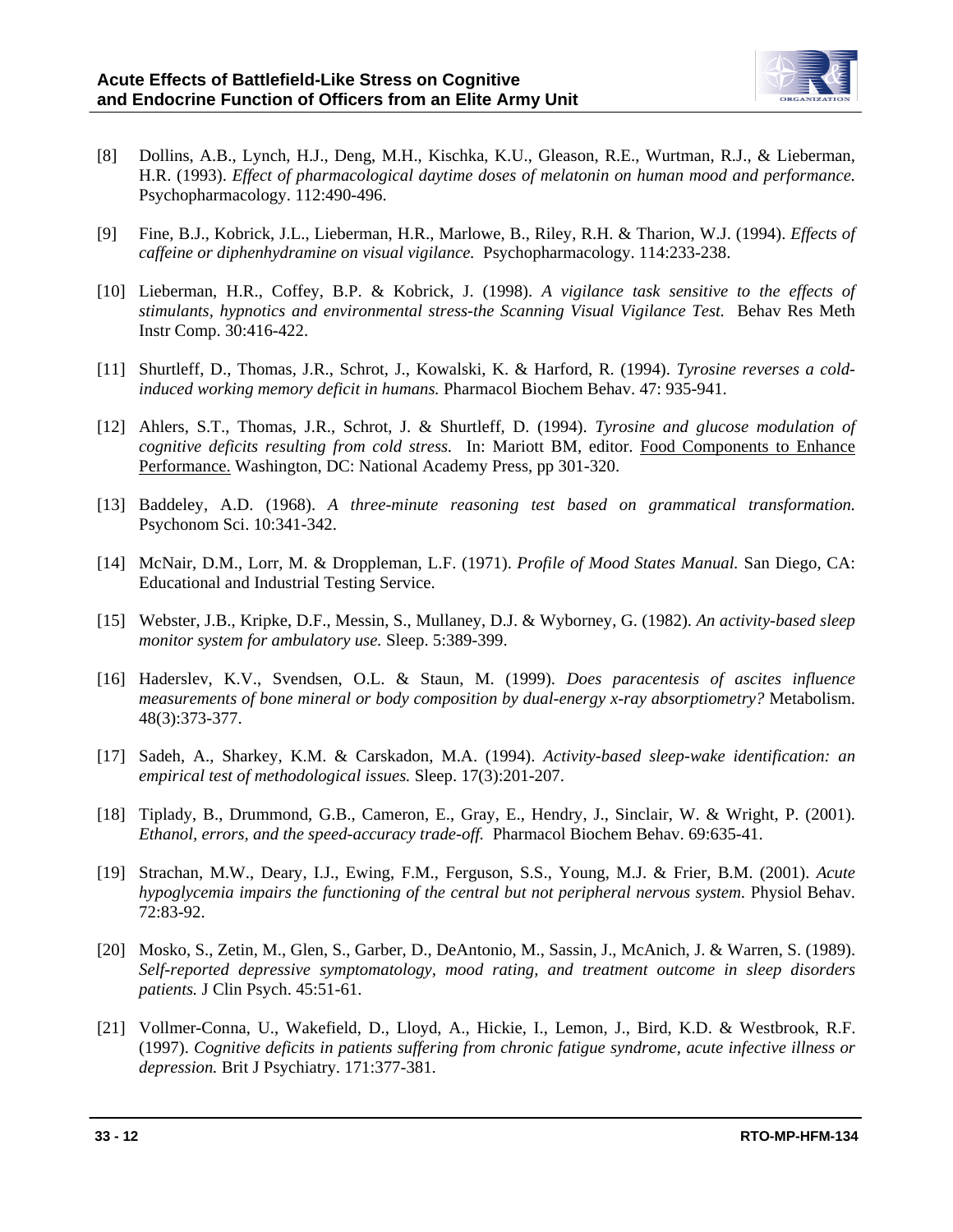[8] Dollins, A.B., Lynch, H.J., Deng, M.H., Kischka, K.U., Gleason, R.E., Wurtman, R.J., & Lieberman, H.R. (1993). *Effect of pharmacological daytime doses of melatonin on human mood and performance.* Psychopharmacology. 112:490-496.

[9] Fine, B.J., Kobrick, J.L., Lieberman, H.R., Marlowe, B., Riley, R.H. & Tharion, W.J. (1994). *Effects of caffeine or diphenhydramine on visual vigilance.* Psychopharmacology. 114:233-238.

[10] Lieberman, H.R., Coffey, B.P. & Kobrick, J. (1998). *A vigilance task sensitive to the effects of stimulants, hypnotics and environmental stress-the Scanning Visual Vigilance Test.* Behav Res Meth Instr Comp. 30:416-422.

[11] Shurtleff, D., Thomas, J.R., Schrot, J., Kowalski, K. & Harford, R. (1994). *Tyrosine reverses a cold-induced working memory deficit in humans.* Pharmacol Biochem Behav. 47: 935-941.

[12] Ahlers, S.T., Thomas, J.R., Schrot, J. & Shurtleff, D. (1994). *Tyrosine and glucose modulation of cognitive deficits resulting from cold stress.* In: Mariott BM, editor. Food Components to Enhance Performance. Washington, DC: National Academy Press, pp 301-320.

[13] Baddeley, A.D. (1968). *A three-minute reasoning test based on grammatical transformation.* Psychonom Sci. 10:341-342.

[14] McNair, D.M., Lorr, M. & Droppleman, L.F. (1971). *Profile of Mood States Manual.* San Diego, CA: Educational and Industrial Testing Service.

[15] Webster, J.B., Kripke, D.F., Messin, S., Mullaney, D.J. & Wyborney, G. (1982). *An activity-based sleep monitor system for ambulatory use.* Sleep. 5:389-399.

[16] Haderslev, K.V., Svendsen, O.L. & Staun, M. (1999). *Does paracentesis of ascites influence measurements of bone mineral or body composition by dual-energy x-ray absorptiometry?* Metabolism. 48(3):373-377.

[17] Sadeh, A., Sharkey, K.M. & Carskadon, M.A. (1994). *Activity-based sleep-wake identification: an empirical test of methodological issues.* Sleep. 17(3):201-207.

[18] Tiplady, B., Drummond, G.B., Cameron, E., Gray, E., Hendry, J., Sinclair, W. & Wright, P. (2001). *Ethanol, errors, and the speed-accuracy trade-off.* Pharmacol Biochem Behav. 69:635-41.

[19] Strachan, M.W., Deary, I.J., Ewing, F.M., Ferguson, S.S., Young, M.J. & Frier, B.M. (2001). *Acute hypoglycemia impairs the functioning of the central but not peripheral nervous system.* Physiol Behav. 72:83-92.

[20] Mosko, S., Zetin, M., Glen, S., Garber, D., DeAntonio, M., Sassin, J., McAnich, J. & Warren, S. (1989). *Self-reported depressive symptomatology, mood rating, and treatment outcome in sleep disorders patients.* J Clin Psych. 45:51-61.

[21] Vollmer-Conna, U., Wakefield, D., Lloyd, A., Hickie, I., Lemon, J., Bird, K.D. & Westbrook, R.F. (1997). *Cognitive deficits in patients suffering from chronic fatigue syndrome, acute infective illness or depression.* Brit J Psychiatry. 171:377-381.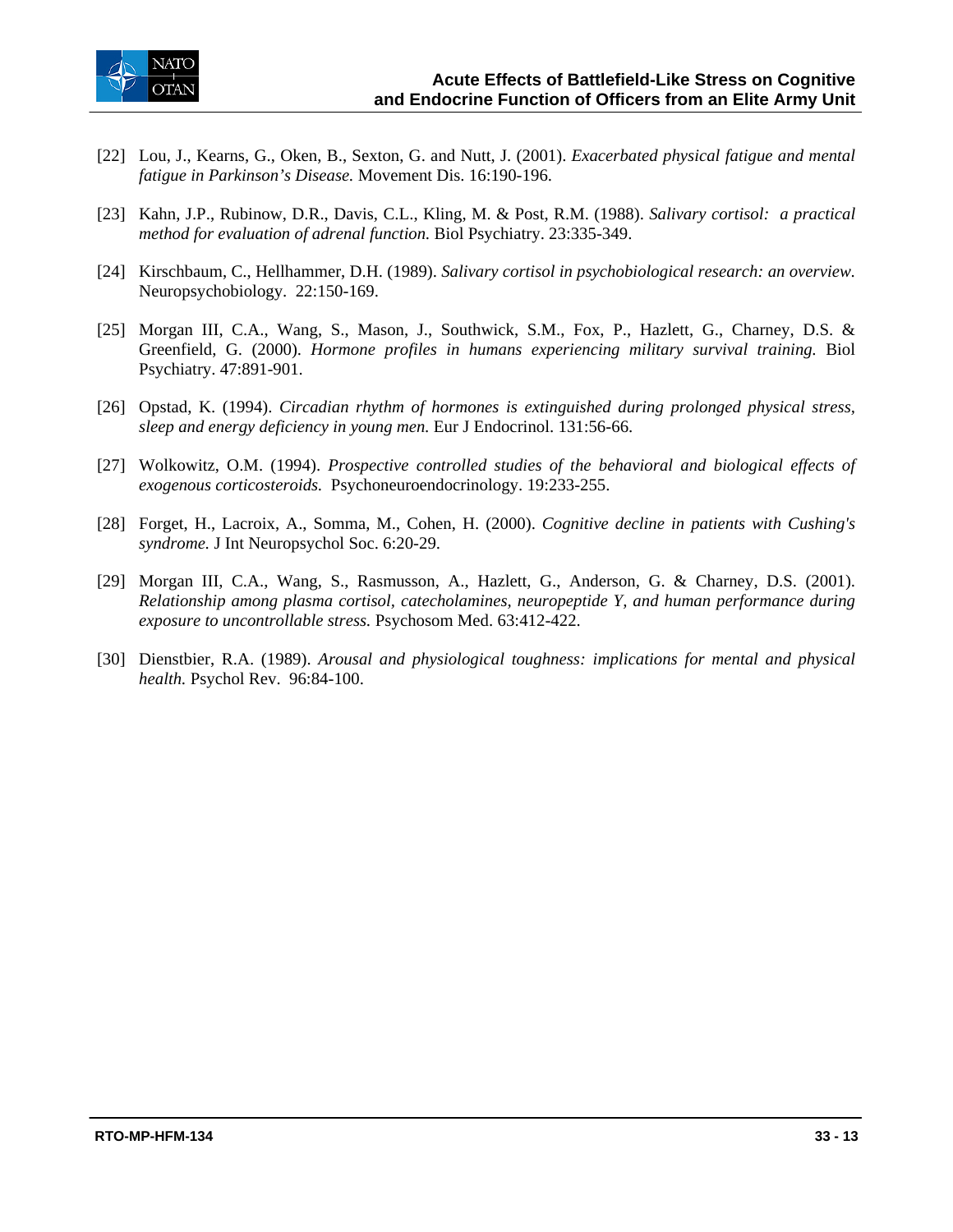[22] Lou, J., Kearns, G., Oken, B., Sexton, G. and Nutt, J. (2001). *Exacerbated physical fatigue and mental fatigue in Parkinson's Disease.* Movement Dis. 16:190-196.

[23] Kahn, J.P., Rubinow, D.R., Davis, C.L., Kling, M. & Post, R.M. (1988). *Salivary cortisol: a practical method for evaluation of adrenal function.* Biol Psychiatry. 23:335-349.

[24] Kirschbaum, C., Hellhammer, D.H. (1989). *Salivary cortisol in psychobiological research: an overview.* Neuropsychobiology. 22:150-169.

[25] Morgan III, C.A., Wang, S., Mason, J., Southwick, S.M., Fox, P., Hazlett, G., Charney, D.S. & Greenfield, G. (2000). *Hormone profiles in humans experiencing military survival training.* Biol Psychiatry. 47:891-901.

[26] Opstad, K. (1994). *Circadian rhythm of hormones is extinguished during prolonged physical stress, sleep and energy deficiency in young men.* Eur J Endocrinol. 131:56-66.

[27] Wolkowitz, O.M. (1994). *Prospective controlled studies of the behavioral and biological effects of exogenous corticosteroids.* Psychoneuroendocrinology. 19:233-255.

[28] Forget, H., Lacroix, A., Somma, M., Cohen, H. (2000). *Cognitive decline in patients with Cushing's syndrome.* J Int Neuropsychol Soc. 6:20-29.

[29] Morgan III, C.A., Wang, S., Rasmusson, A., Hazlett, G., Anderson, G. & Charney, D.S. (2001). *Relationship among plasma cortisol, catecholamines, neuropeptide Y, and human performance during exposure to uncontrollable stress.* Psychosom Med. 63:412-422.

[30] Dienstbier, R.A. (1989). *Arousal and physiological toughness: implications for mental and physical health.* Psychol Rev. 96:84-100.